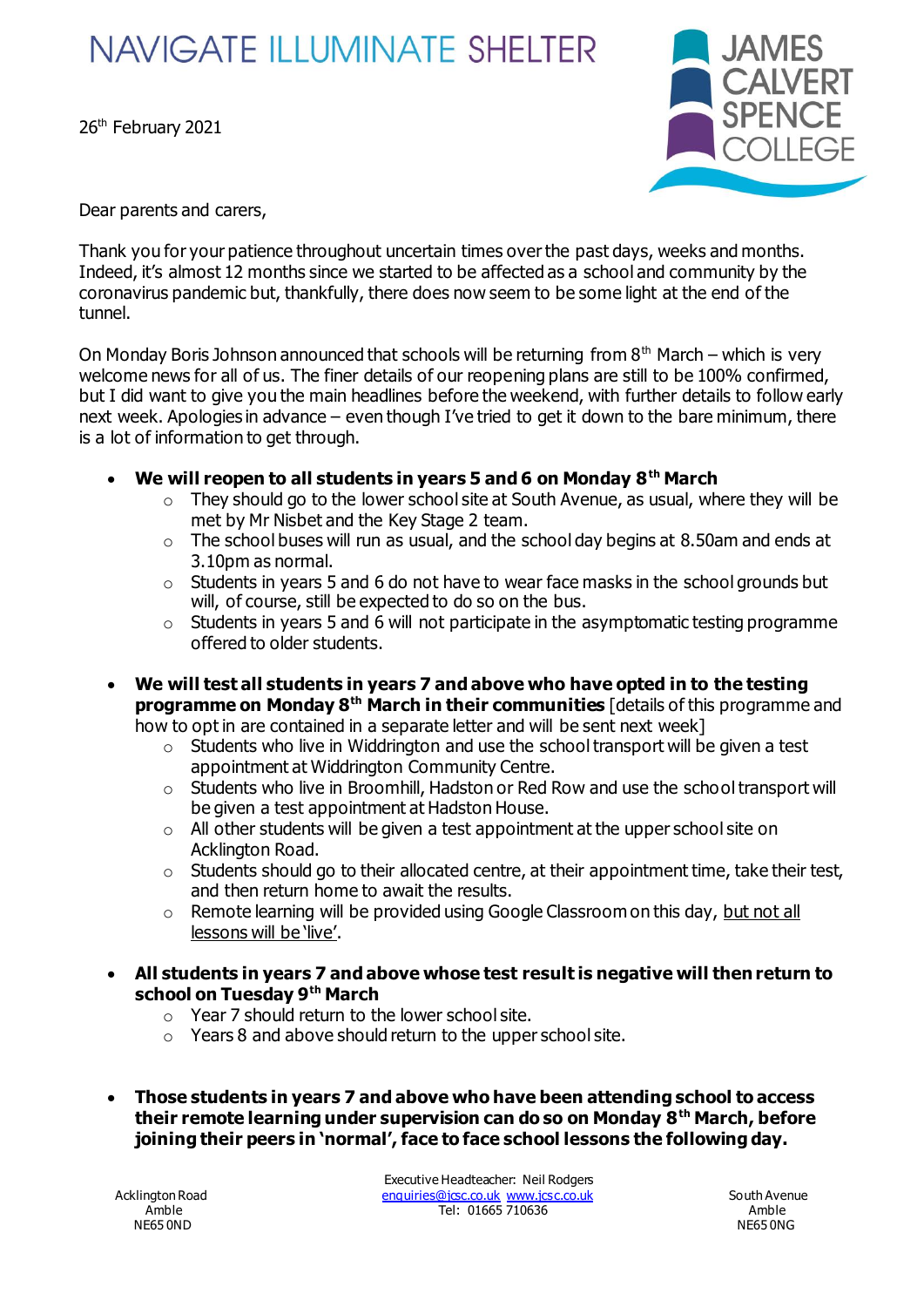NAVIGATE ILLUMINATE SHELTER

JAMES CALVERT SPENCE COLLEGE

26th February 2021

Dear parents and carers,

Thank you for your patience throughout uncertain times over the past days, weeks and months. Indeed, it's almost 12 months since we started to be affected as a school and community by the coronavirus pandemic but, thankfully, there does now seem to be some light at the end of the tunnel.

On Monday Boris Johnson announced that schools will be returning from 8th March – which is very welcome news for all of us. The finer details of our reopening plans are still to be 100% confirmed, but I did want to give you the main headlines before the weekend, with further details to follow early next week. Apologies in advance – even though I've tried to get it down to the bare minimum, there is a lot of information to get through.

- **We will reopen to all students in years 5 and 6 on Monday 8th March**
  - They should go to the lower school site at South Avenue, as usual, where they will be met by Mr Nisbet and the Key Stage 2 team.
  - The school buses will run as usual, and the school day begins at 8.50am and ends at 3.10pm as normal.
  - Students in years 5 and 6 do not have to wear face masks in the school grounds but will, of course, still be expected to do so on the bus.
  - Students in years 5 and 6 will not participate in the asymptomatic testing programme offered to older students.
- **We will test all students in years 7 and above who have opted in to the testing programme on Monday 8th March in their communities** [details of this programme and how to opt in are contained in a separate letter and will be sent next week]
  - Students who live in Widdrington and use the school transport will be given a test appointment at Widdrington Community Centre.
  - Students who live in Broomhill, Hadston or Red Row and use the school transport will be given a test appointment at Hadston House.
  - All other students will be given a test appointment at the upper school site on Acklington Road.
  - Students should go to their allocated centre, at their appointment time, take their test, and then return home to await the results.
  - Remote learning will be provided using Google Classroom on this day, <u>but not all lessons will be 'live'</u>.
- **All students in years 7 and above whose test result is negative will then return to school on Tuesday 9th March**
  - Year 7 should return to the lower school site.
  - Years 8 and above should return to the upper school site.
- **Those students in years 7 and above who have been attending school to access their remote learning under supervision can do so on Monday 8th March, before joining their peers in 'normal', face to face school lessons the following day.**

Acklington Road
Amble
NE65 0ND

Executive Headteacher: Neil Rodgers
enquiries@jcsc.co.uk www.jcsc.co.uk
Tel: 01665 710636

South Avenue
Amble
NE65 0NG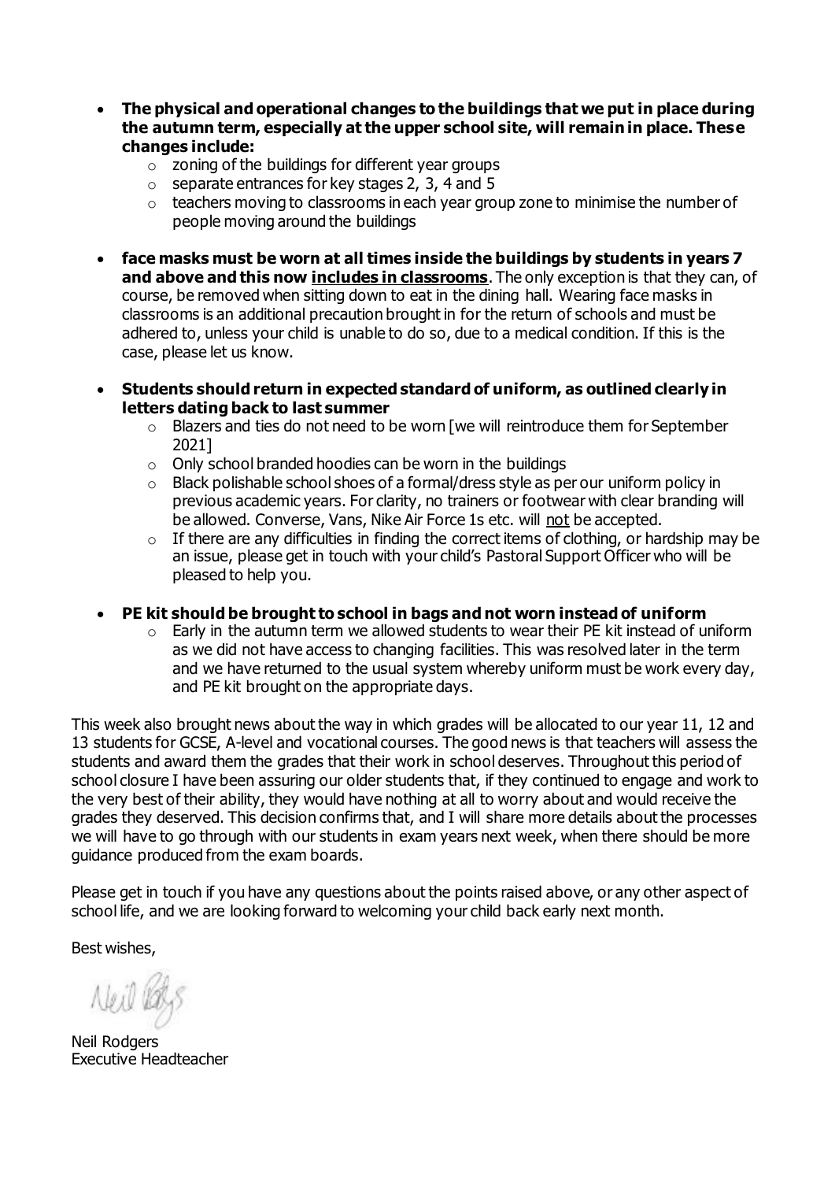- **The physical and operational changes to the buildings that we put in place during the autumn term, especially at the upper school site, will remain in place. These changes include:**
  - zoning of the buildings for different year groups
  - separate entrances for key stages 2, 3, 4 and 5
  - teachers moving to classrooms in each year group zone to minimise the number of people moving around the buildings
- **face masks must be worn at all times inside the buildings by students in years 7 and above and this now <u>includes in classrooms</u>**. The only exception is that they can, of course, be removed when sitting down to eat in the dining hall. Wearing face masks in classrooms is an additional precaution brought in for the return of schools and must be adhered to, unless your child is unable to do so, due to a medical condition. If this is the case, please let us know.
- **Students should return in expected standard of uniform, as outlined clearly in letters dating back to last summer**
  - Blazers and ties do not need to be worn [we will reintroduce them for September 2021]
  - Only school branded hoodies can be worn in the buildings
  - Black polishable school shoes of a formal/dress style as per our uniform policy in previous academic years. For clarity, no trainers or footwear with clear branding will be allowed. Converse, Vans, Nike Air Force 1s etc. will <u>not</u> be accepted.
  - If there are any difficulties in finding the correct items of clothing, or hardship may be an issue, please get in touch with your child's Pastoral Support Officer who will be pleased to help you.
- **PE kit should be brought to school in bags and not worn instead of uniform**
  - Early in the autumn term we allowed students to wear their PE kit instead of uniform as we did not have access to changing facilities. This was resolved later in the term and we have returned to the usual system whereby uniform must be work every day, and PE kit brought on the appropriate days.

This week also brought news about the way in which grades will be allocated to our year 11, 12 and 13 students for GCSE, A-level and vocational courses. The good news is that teachers will assess the students and award them the grades that their work in school deserves. Throughout this period of school closure I have been assuring our older students that, if they continued to engage and work to the very best of their ability, they would have nothing at all to worry about and would receive the grades they deserved. This decision confirms that, and I will share more details about the processes we will have to go through with our students in exam years next week, when there should be more guidance produced from the exam boards.

Please get in touch if you have any questions about the points raised above, or any other aspect of school life, and we are looking forward to welcoming your child back early next month.

Best wishes,

Neil Rodgers
Executive Headteacher